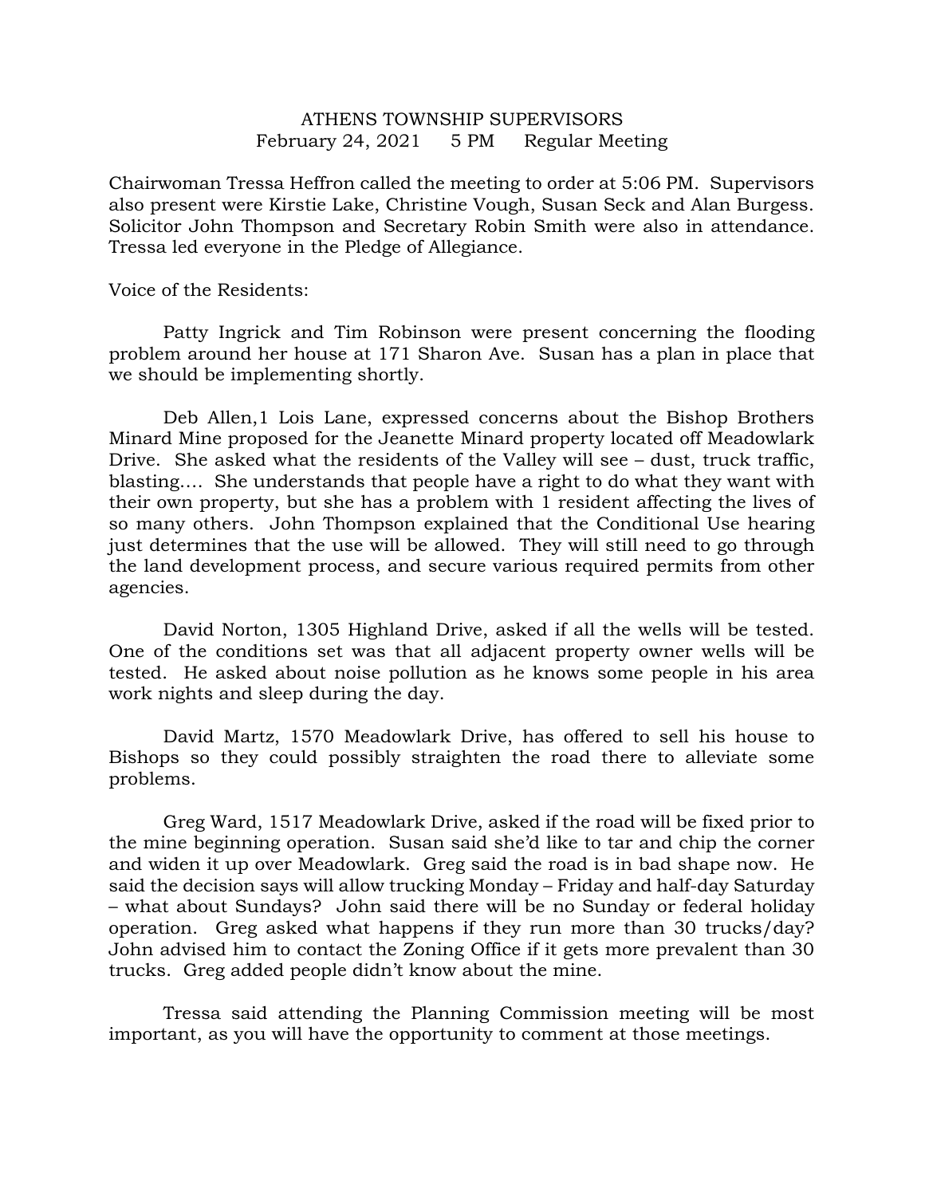# ATHENS TOWNSHIP SUPERVISORS

February 24, 2021 5 PM Regular Meeting

Chairwoman Tressa Heffron called the meeting to order at 5:06 PM. Supervisors also present were Kirstie Lake, Christine Vough, Susan Seck and Alan Burgess. Solicitor John Thompson and Secretary Robin Smith were also in attendance. Tressa led everyone in the Pledge of Allegiance.

Voice of the Residents:

Patty Ingrick and Tim Robinson were present concerning the flooding problem around her house at 171 Sharon Ave. Susan has a plan in place that we should be implementing shortly.

Deb Allen,1 Lois Lane, expressed concerns about the Bishop Brothers Minard Mine proposed for the Jeanette Minard property located off Meadowlark Drive. She asked what the residents of the Valley will see – dust, truck traffic, blasting…. She understands that people have a right to do what they want with their own property, but she has a problem with 1 resident affecting the lives of so many others. John Thompson explained that the Conditional Use hearing just determines that the use will be allowed. They will still need to go through the land development process, and secure various required permits from other agencies.

David Norton, 1305 Highland Drive, asked if all the wells will be tested. One of the conditions set was that all adjacent property owner wells will be tested. He asked about noise pollution as he knows some people in his area work nights and sleep during the day.

David Martz, 1570 Meadowlark Drive, has offered to sell his house to Bishops so they could possibly straighten the road there to alleviate some problems.

Greg Ward, 1517 Meadowlark Drive, asked if the road will be fixed prior to the mine beginning operation. Susan said she'd like to tar and chip the corner and widen it up over Meadowlark. Greg said the road is in bad shape now. He said the decision says will allow trucking Monday – Friday and half-day Saturday – what about Sundays? John said there will be no Sunday or federal holiday operation. Greg asked what happens if they run more than 30 trucks/day? John advised him to contact the Zoning Office if it gets more prevalent than 30 trucks. Greg added people didn't know about the mine.

Tressa said attending the Planning Commission meeting will be most important, as you will have the opportunity to comment at those meetings.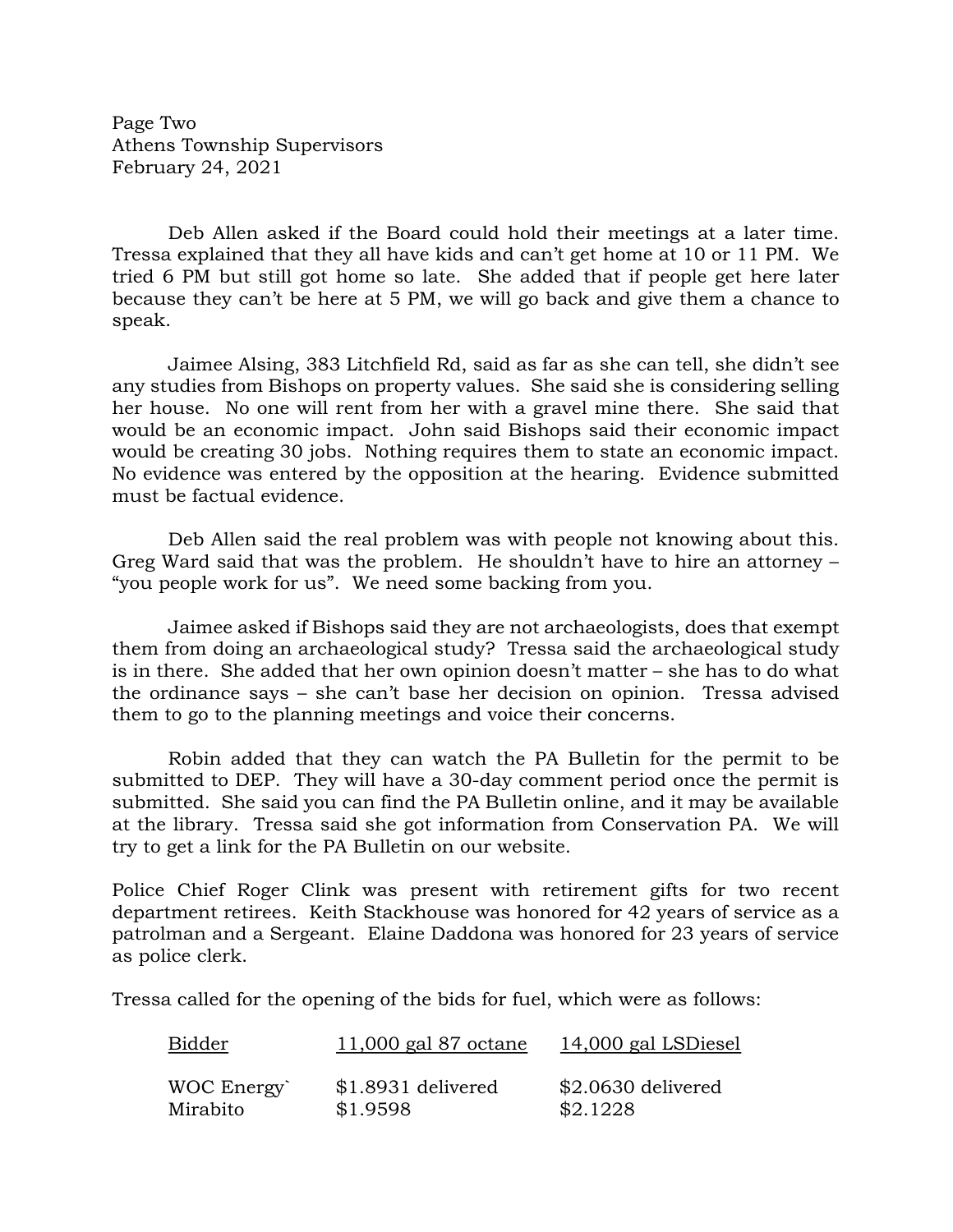Page Two
Athens Township Supervisors
February 24, 2021

Deb Allen asked if the Board could hold their meetings at a later time. Tressa explained that they all have kids and can't get home at 10 or 11 PM. We tried 6 PM but still got home so late. She added that if people get here later because they can't be here at 5 PM, we will go back and give them a chance to speak.

Jaimee Alsing, 383 Litchfield Rd, said as far as she can tell, she didn't see any studies from Bishops on property values. She said she is considering selling her house. No one will rent from her with a gravel mine there. She said that would be an economic impact. John said Bishops said their economic impact would be creating 30 jobs. Nothing requires them to state an economic impact. No evidence was entered by the opposition at the hearing. Evidence submitted must be factual evidence.

Deb Allen said the real problem was with people not knowing about this. Greg Ward said that was the problem. He shouldn't have to hire an attorney – "you people work for us". We need some backing from you.

Jaimee asked if Bishops said they are not archaeologists, does that exempt them from doing an archaeological study? Tressa said the archaeological study is in there. She added that her own opinion doesn't matter – she has to do what the ordinance says – she can't base her decision on opinion. Tressa advised them to go to the planning meetings and voice their concerns.

Robin added that they can watch the PA Bulletin for the permit to be submitted to DEP. They will have a 30-day comment period once the permit is submitted. She said you can find the PA Bulletin online, and it may be available at the library. Tressa said she got information from Conservation PA. We will try to get a link for the PA Bulletin on our website.

Police Chief Roger Clink was present with retirement gifts for two recent department retirees. Keith Stackhouse was honored for 42 years of service as a patrolman and a Sergeant. Elaine Daddona was honored for 23 years of service as police clerk.

Tressa called for the opening of the bids for fuel, which were as follows:

| Bidder | 11,000 gal 87 octane | 14,000 gal LSDiesel |
|---|---|---|
| WOC Energy` | $1.8931 delivered | $2.0630 delivered |
| Mirabito | $1.9598 | $2.1228 |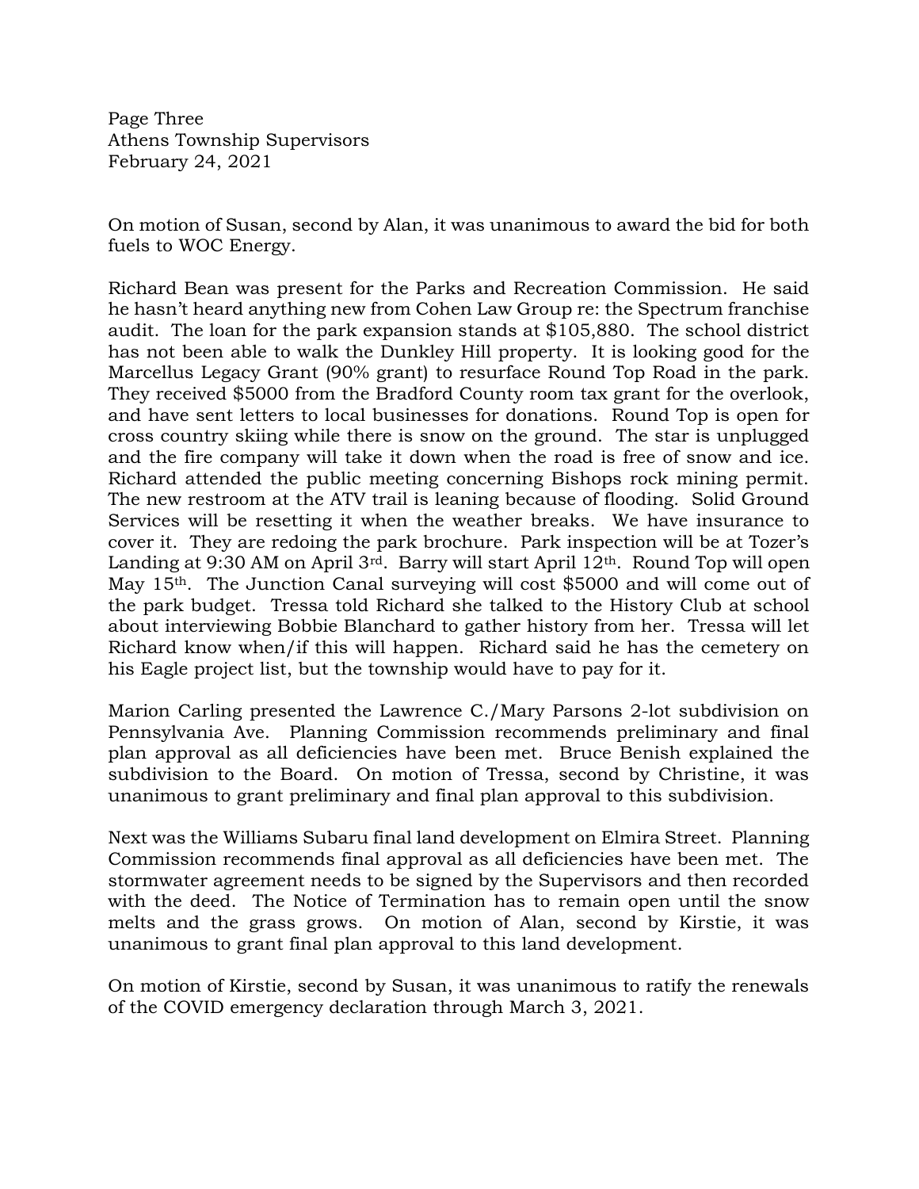On motion of Susan, second by Alan, it was unanimous to award the bid for both fuels to WOC Energy.

Richard Bean was present for the Parks and Recreation Commission. He said he hasn't heard anything new from Cohen Law Group re: the Spectrum franchise audit. The loan for the park expansion stands at $105,880. The school district has not been able to walk the Dunkley Hill property. It is looking good for the Marcellus Legacy Grant (90% grant) to resurface Round Top Road in the park. They received $5000 from the Bradford County room tax grant for the overlook, and have sent letters to local businesses for donations. Round Top is open for cross country skiing while there is snow on the ground. The star is unplugged and the fire company will take it down when the road is free of snow and ice. Richard attended the public meeting concerning Bishops rock mining permit. The new restroom at the ATV trail is leaning because of flooding. Solid Ground Services will be resetting it when the weather breaks. We have insurance to cover it. They are redoing the park brochure. Park inspection will be at Tozer's Landing at 9:30 AM on April 3rd. Barry will start April 12th. Round Top will open May 15th. The Junction Canal surveying will cost $5000 and will come out of the park budget. Tressa told Richard she talked to the History Club at school about interviewing Bobbie Blanchard to gather history from her. Tressa will let Richard know when/if this will happen. Richard said he has the cemetery on his Eagle project list, but the township would have to pay for it.

Marion Carling presented the Lawrence C./Mary Parsons 2-lot subdivision on Pennsylvania Ave. Planning Commission recommends preliminary and final plan approval as all deficiencies have been met. Bruce Benish explained the subdivision to the Board. On motion of Tressa, second by Christine, it was unanimous to grant preliminary and final plan approval to this subdivision.

Next was the Williams Subaru final land development on Elmira Street. Planning Commission recommends final approval as all deficiencies have been met. The stormwater agreement needs to be signed by the Supervisors and then recorded with the deed. The Notice of Termination has to remain open until the snow melts and the grass grows. On motion of Alan, second by Kirstie, it was unanimous to grant final plan approval to this land development.

On motion of Kirstie, second by Susan, it was unanimous to ratify the renewals of the COVID emergency declaration through March 3, 2021.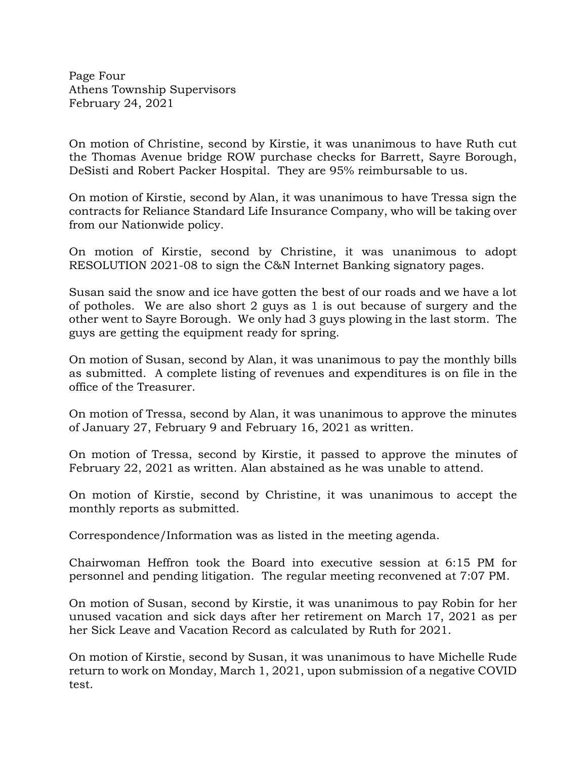On motion of Christine, second by Kirstie, it was unanimous to have Ruth cut the Thomas Avenue bridge ROW purchase checks for Barrett, Sayre Borough, DeSisti and Robert Packer Hospital. They are 95% reimbursable to us.

On motion of Kirstie, second by Alan, it was unanimous to have Tressa sign the contracts for Reliance Standard Life Insurance Company, who will be taking over from our Nationwide policy.

On motion of Kirstie, second by Christine, it was unanimous to adopt RESOLUTION 2021-08 to sign the C&N Internet Banking signatory pages.

Susan said the snow and ice have gotten the best of our roads and we have a lot of potholes. We are also short 2 guys as 1 is out because of surgery and the other went to Sayre Borough. We only had 3 guys plowing in the last storm. The guys are getting the equipment ready for spring.

On motion of Susan, second by Alan, it was unanimous to pay the monthly bills as submitted. A complete listing of revenues and expenditures is on file in the office of the Treasurer.

On motion of Tressa, second by Alan, it was unanimous to approve the minutes of January 27, February 9 and February 16, 2021 as written.

On motion of Tressa, second by Kirstie, it passed to approve the minutes of February 22, 2021 as written. Alan abstained as he was unable to attend.

On motion of Kirstie, second by Christine, it was unanimous to accept the monthly reports as submitted.

Correspondence/Information was as listed in the meeting agenda.

Chairwoman Heffron took the Board into executive session at 6:15 PM for personnel and pending litigation. The regular meeting reconvened at 7:07 PM.

On motion of Susan, second by Kirstie, it was unanimous to pay Robin for her unused vacation and sick days after her retirement on March 17, 2021 as per her Sick Leave and Vacation Record as calculated by Ruth for 2021.

On motion of Kirstie, second by Susan, it was unanimous to have Michelle Rude return to work on Monday, March 1, 2021, upon submission of a negative COVID test.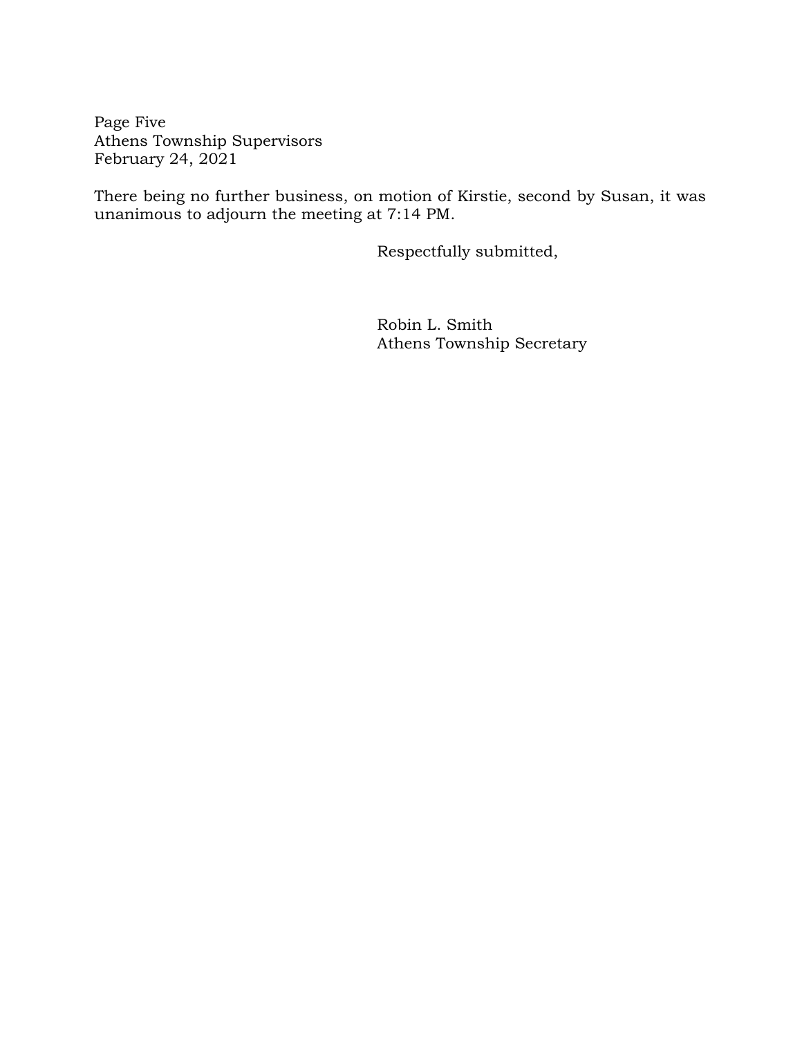There being no further business, on motion of Kirstie, second by Susan, it was unanimous to adjourn the meeting at 7:14 PM.

Respectfully submitted,

Robin L. Smith
Athens Township Secretary